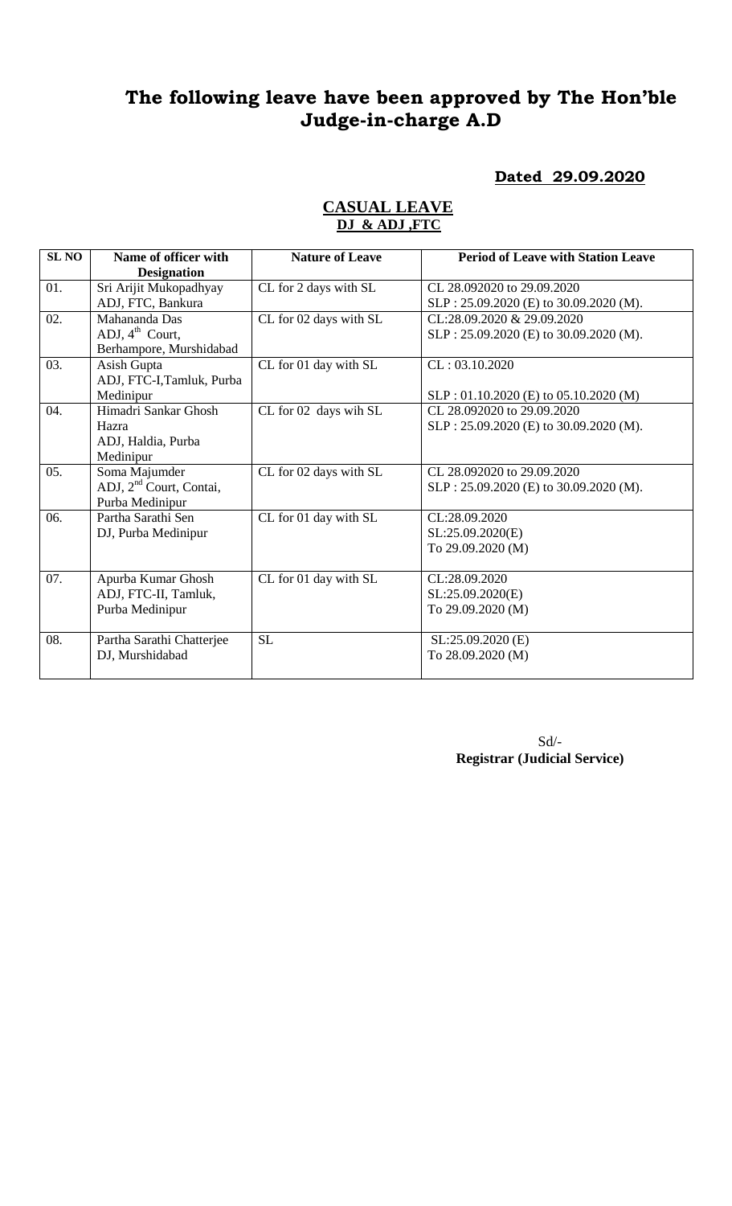# The following leave have been approved by The Hon'ble Judge-in-charge A.D

**Dated 29.09.2020**

## CASUAL LEAVE
### DJ & ADJ ,FTC

| SL NO | Name of officer with Designation | Nature of Leave | Period of Leave with Station Leave |
|---|---|---|---|
| 01. | Sri Arijit Mukopadhyay<br>ADJ, FTC, Bankura | CL for 2 days with SL | CL 28.092020 to 29.09.2020<br>SLP : 25.09.2020 (E) to 30.09.2020 (M). |
| 02. | Mahananda Das<br>ADJ, 4th Court,<br>Berhampore, Murshidabad | CL for 02 days with SL | CL:28.09.2020 & 29.09.2020<br>SLP : 25.09.2020 (E) to 30.09.2020 (M). |
| 03. | Asish Gupta<br>ADJ, FTC-I,Tamluk, Purba Medinipur | CL for 01 day with SL | CL : 03.10.2020<br><br>SLP : 01.10.2020 (E) to 05.10.2020 (M) |
| 04. | Himadri Sankar Ghosh Hazra<br>ADJ, Haldia, Purba Medinipur | CL for 02 days wih SL | CL 28.092020 to 29.09.2020<br>SLP : 25.09.2020 (E) to 30.09.2020 (M). |
| 05. | Soma Majumder<br>ADJ, 2nd Court, Contai,<br>Purba Medinipur | CL for 02 days with SL | CL 28.092020 to 29.09.2020<br>SLP : 25.09.2020 (E) to 30.09.2020 (M). |
| 06. | Partha Sarathi Sen<br>DJ, Purba Medinipur | CL for 01 day with SL | CL:28.09.2020<br>SL:25.09.2020(E)<br>To 29.09.2020 (M) |
| 07. | Apurba Kumar Ghosh<br>ADJ, FTC-II, Tamluk,<br>Purba Medinipur | CL for 01 day with SL | CL:28.09.2020<br>SL:25.09.2020(E)<br>To 29.09.2020 (M) |
| 08. | Partha Sarathi Chatterjee<br>DJ, Murshidabad | SL | SL:25.09.2020 (E)<br>To 28.09.2020 (M) |

Sd/-
**Registrar (Judicial Service)**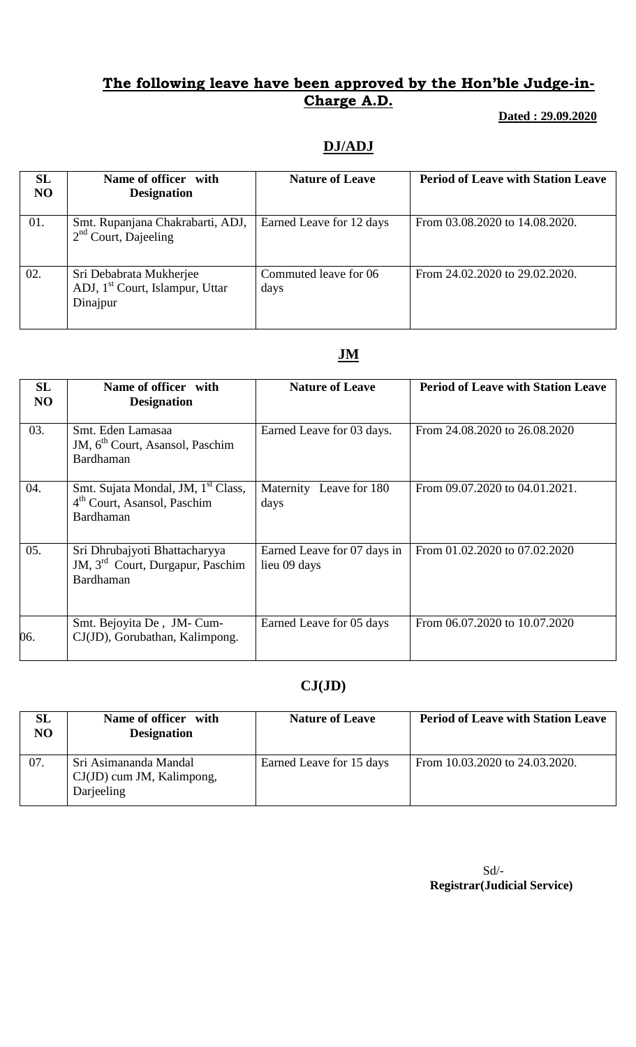## The following leave have been approved by the Hon'ble Judge-in-Charge A.D.

**Dated : 29.09.2020**

### DJ/ADJ

| SL NO | Name of officer with Designation | Nature of Leave | Period of Leave with Station Leave |
|---|---|---|---|
| 01. | Smt. Rupanjana Chakrabarti, ADJ, 2nd Court, Dajeeling | Earned Leave for 12 days | From 03.08.2020 to 14.08.2020. |
| 02. | Sri Debabrata Mukherjee ADJ, 1st Court, Islampur, Uttar Dinajpur | Commuted leave for 06 days | From 24.02.2020 to 29.02.2020. |

### JM

| SL NO | Name of officer with Designation | Nature of Leave | Period of Leave with Station Leave |
|---|---|---|---|
| 03. | Smt. Eden Lamasaa JM, 6th Court, Asansol, Paschim Bardhaman | Earned Leave for 03 days. | From 24.08.2020 to 26.08.2020 |
| 04. | Smt. Sujata Mondal, JM, 1st Class, 4th Court, Asansol, Paschim Bardhaman | Maternity Leave for 180 days | From 09.07.2020 to 04.01.2021. |
| 05. | Sri Dhrubajyoti Bhattacharyya JM, 3rd Court, Durgapur, Paschim Bardhaman | Earned Leave for 07 days in lieu 09 days | From 01.02.2020 to 07.02.2020 |
| 06. | Smt. Bejoyita De , JM- Cum-CJ(JD), Gorubathan, Kalimpong. | Earned Leave for 05 days | From 06.07.2020 to 10.07.2020 |

### CJ(JD)

| SL NO | Name of officer with Designation | Nature of Leave | Period of Leave with Station Leave |
|---|---|---|---|
| 07. | Sri Asimananda Mandal CJ(JD) cum JM, Kalimpong, Darjeeling | Earned Leave for 15 days | From 10.03.2020 to 24.03.2020. |

Sd/-
**Registrar(Judicial Service)**